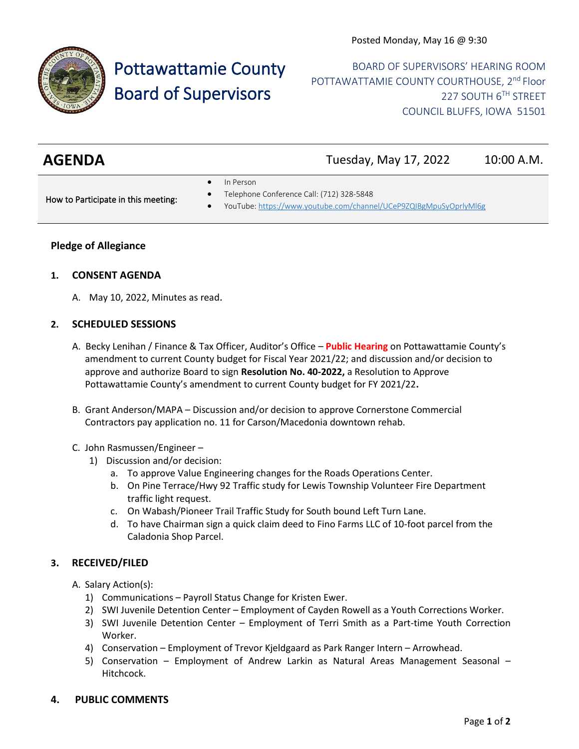Posted Monday, May 16 @ 9:30

# Pottawattamie County Board of Supervisors

BOARD OF SUPERVISORS' HEARING ROOM
POTTAWATTAMIE COUNTY COURTHOUSE, 2nd Floor
227 SOUTH 6TH STREET
COUNCIL BLUFFS, IOWA 51501

## AGENDA

Tuesday, May 17, 2022 10:00 A.M.

How to Participate in this meeting:

- In Person
- Telephone Conference Call: (712) 328-5848
- YouTube: https://www.youtube.com/channel/UCeP9ZQIBgMpuSyOprlyMl6g

**Pledge of Allegiance**

**1. CONSENT AGENDA**

A. May 10, 2022, Minutes as read.

**2. SCHEDULED SESSIONS**

A. Becky Lenihan / Finance & Tax Officer, Auditor's Office – **Public Hearing** on Pottawattamie County's amendment to current County budget for Fiscal Year 2021/22; and discussion and/or decision to approve and authorize Board to sign **Resolution No. 40-2022,** a Resolution to Approve Pottawattamie County's amendment to current County budget for FY 2021/22**.**

B. Grant Anderson/MAPA – Discussion and/or decision to approve Cornerstone Commercial Contractors pay application no. 11 for Carson/Macedonia downtown rehab.

C. John Rasmussen/Engineer –
   1) Discussion and/or decision:
      a. To approve Value Engineering changes for the Roads Operations Center.
      b. On Pine Terrace/Hwy 92 Traffic study for Lewis Township Volunteer Fire Department traffic light request.
      c. On Wabash/Pioneer Trail Traffic Study for South bound Left Turn Lane.
      d. To have Chairman sign a quick claim deed to Fino Farms LLC of 10-foot parcel from the Caladonia Shop Parcel.

**3. RECEIVED/FILED**

A. Salary Action(s):
   1) Communications – Payroll Status Change for Kristen Ewer.
   2) SWI Juvenile Detention Center – Employment of Cayden Rowell as a Youth Corrections Worker.
   3) SWI Juvenile Detention Center – Employment of Terri Smith as a Part-time Youth Correction Worker.
   4) Conservation – Employment of Trevor Kjeldgaard as Park Ranger Intern – Arrowhead.
   5) Conservation – Employment of Andrew Larkin as Natural Areas Management Seasonal – Hitchcock.

**4. PUBLIC COMMENTS**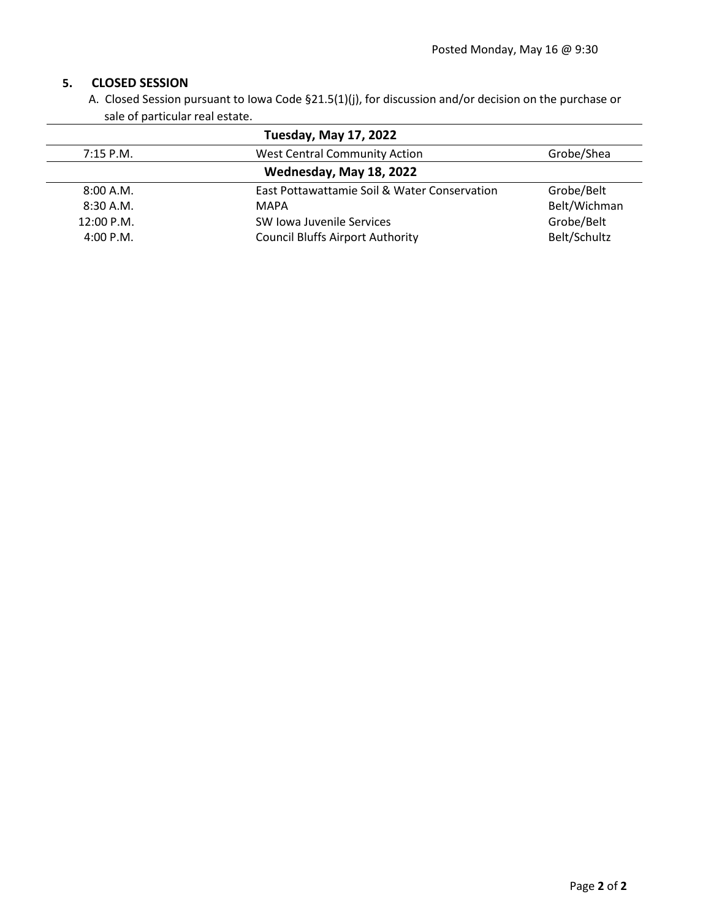Posted Monday, May 16 @ 9:30

## 5. CLOSED SESSION

A. Closed Session pursuant to Iowa Code §21.5(1)(j), for discussion and/or decision on the purchase or sale of particular real estate.

| | | |
|---|---|---|
| **Tuesday, May 17, 2022** | | |
| 7:15 P.M. | West Central Community Action | Grobe/Shea |
| **Wednesday, May 18, 2022** | | |
| 8:00 A.M. | East Pottawattamie Soil & Water Conservation | Grobe/Belt |
| 8:30 A.M. | MAPA | Belt/Wichman |
| 12:00 P.M. | SW Iowa Juvenile Services | Grobe/Belt |
| 4:00 P.M. | Council Bluffs Airport Authority | Belt/Schultz |